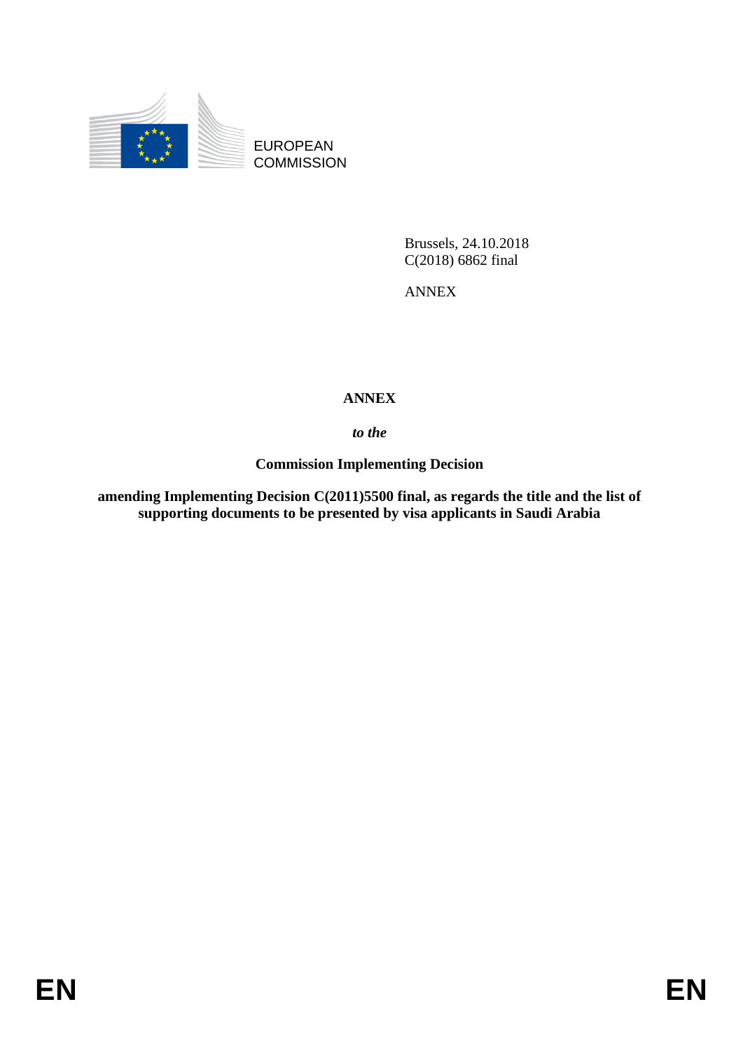EUROPEAN COMMISSION

Brussels, 24.10.2018
C(2018) 6862 final

ANNEX

# ANNEX

***to the***

**Commission Implementing Decision**

**amending Implementing Decision C(2011)5500 final, as regards the title and the list of supporting documents to be presented by visa applicants in Saudi Arabia**

EN EN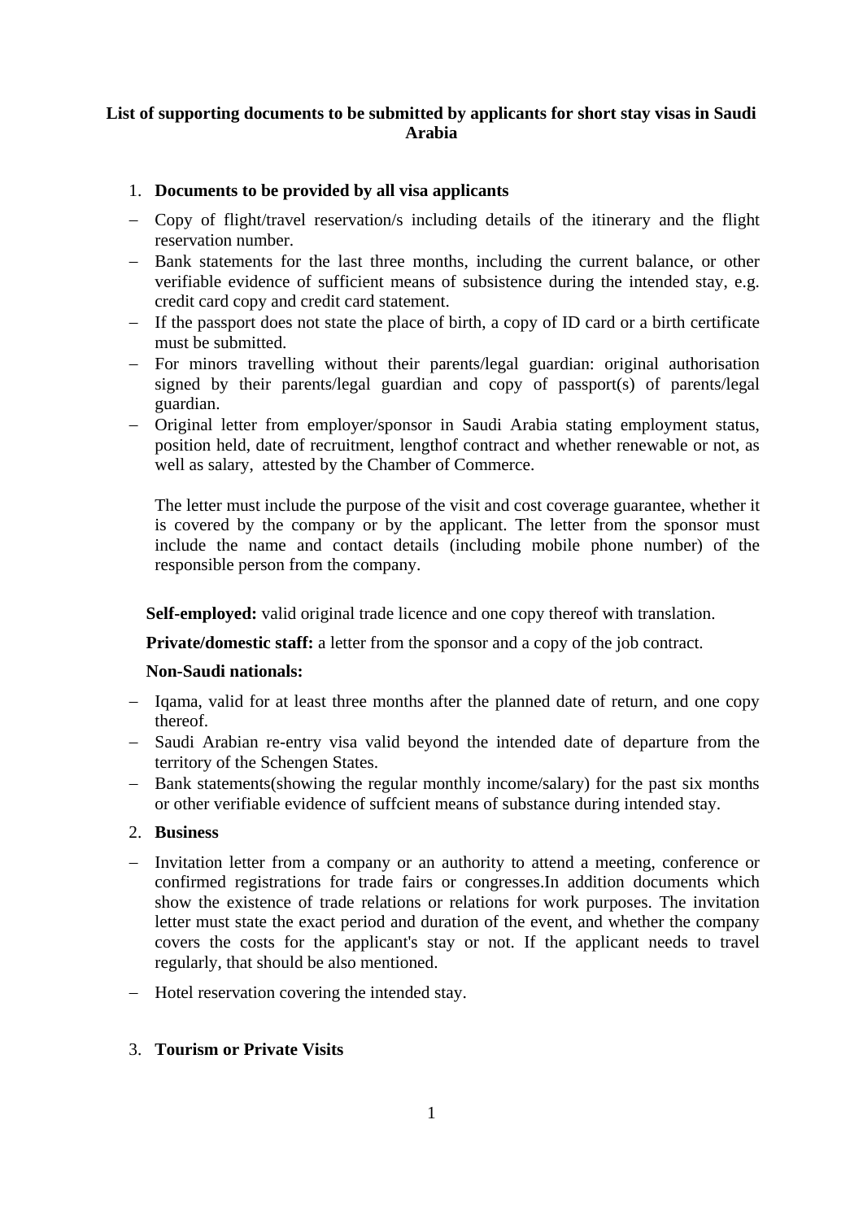**List of supporting documents to be submitted by applicants for short stay visas in Saudi Arabia**

1. **Documents to be provided by all visa applicants**

- Copy of flight/travel reservation/s including details of the itinerary and the flight reservation number.
- Bank statements for the last three months, including the current balance, or other verifiable evidence of sufficient means of subsistence during the intended stay, e.g. credit card copy and credit card statement.
- If the passport does not state the place of birth, a copy of ID card or a birth certificate must be submitted.
- For minors travelling without their parents/legal guardian: original authorisation signed by their parents/legal guardian and copy of passport(s) of parents/legal guardian.
- Original letter from employer/sponsor in Saudi Arabia stating employment status, position held, date of recruitment, lengthof contract and whether renewable or not, as well as salary, attested by the Chamber of Commerce.

  The letter must include the purpose of the visit and cost coverage guarantee, whether it is covered by the company or by the applicant. The letter from the sponsor must include the name and contact details (including mobile phone number) of the responsible person from the company.

**Self-employed:** valid original trade licence and one copy thereof with translation.

**Private/domestic staff:** a letter from the sponsor and a copy of the job contract.

**Non-Saudi nationals:**

- Iqama, valid for at least three months after the planned date of return, and one copy thereof.
- Saudi Arabian re-entry visa valid beyond the intended date of departure from the territory of the Schengen States.
- Bank statements(showing the regular monthly income/salary) for the past six months or other verifiable evidence of suffcient means of substance during intended stay.

2. **Business**

- Invitation letter from a company or an authority to attend a meeting, conference or confirmed registrations for trade fairs or congresses.In addition documents which show the existence of trade relations or relations for work purposes. The invitation letter must state the exact period and duration of the event, and whether the company covers the costs for the applicant's stay or not. If the applicant needs to travel regularly, that should be also mentioned.
- Hotel reservation covering the intended stay.

3. **Tourism or Private Visits**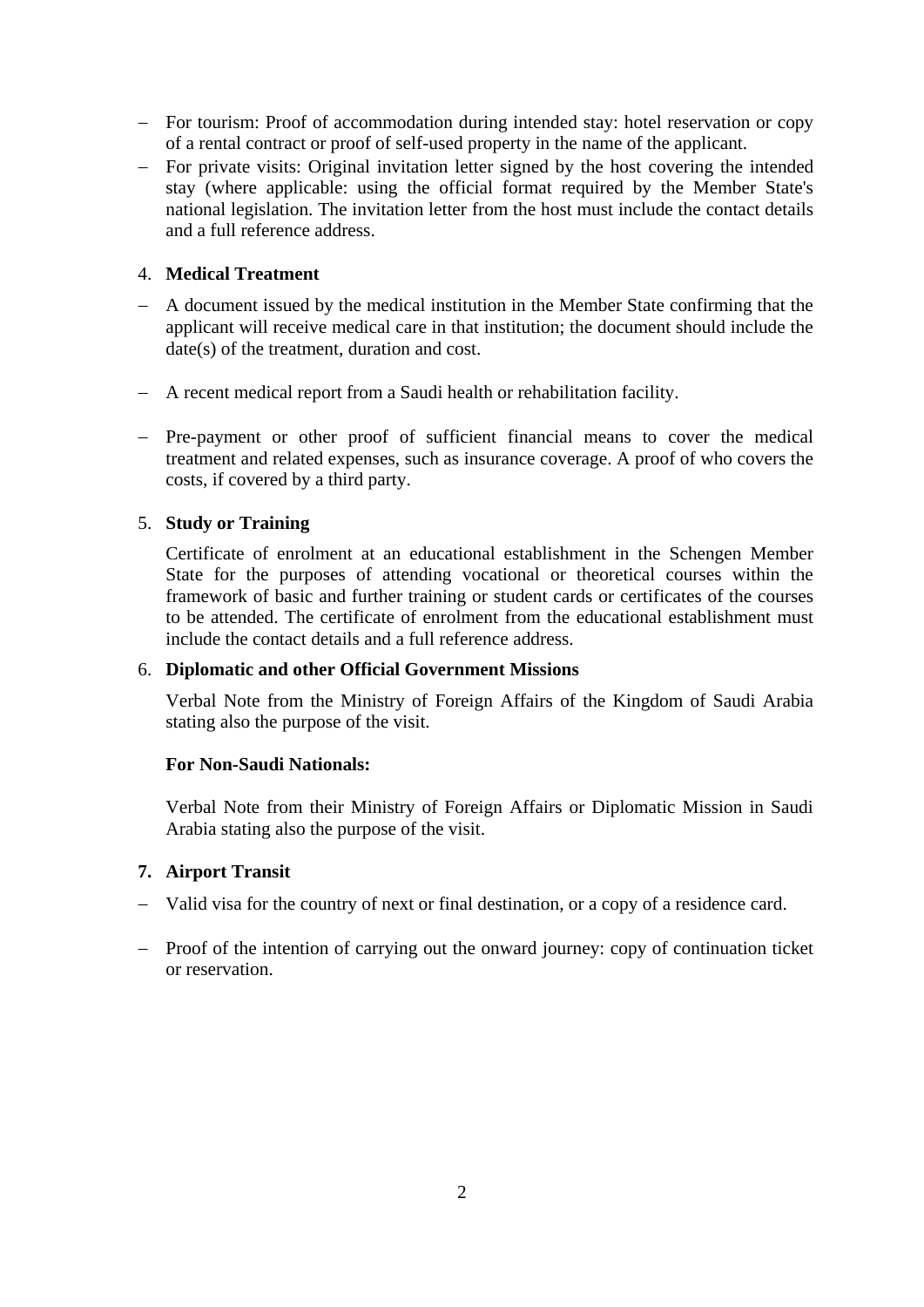- For tourism: Proof of accommodation during intended stay: hotel reservation or copy of a rental contract or proof of self-used property in the name of the applicant.
- For private visits: Original invitation letter signed by the host covering the intended stay (where applicable: using the official format required by the Member State's national legislation. The invitation letter from the host must include the contact details and a full reference address.

4. **Medical Treatment**

- A document issued by the medical institution in the Member State confirming that the applicant will receive medical care in that institution; the document should include the date(s) of the treatment, duration and cost.
- A recent medical report from a Saudi health or rehabilitation facility.
- Pre-payment or other proof of sufficient financial means to cover the medical treatment and related expenses, such as insurance coverage. A proof of who covers the costs, if covered by a third party.

5. **Study or Training**

   Certificate of enrolment at an educational establishment in the Schengen Member State for the purposes of attending vocational or theoretical courses within the framework of basic and further training or student cards or certificates of the courses to be attended. The certificate of enrolment from the educational establishment must include the contact details and a full reference address.

6. **Diplomatic and other Official Government Missions**

   Verbal Note from the Ministry of Foreign Affairs of the Kingdom of Saudi Arabia stating also the purpose of the visit.

   **For Non-Saudi Nationals:**

   Verbal Note from their Ministry of Foreign Affairs or Diplomatic Mission in Saudi Arabia stating also the purpose of the visit.

7. **Airport Transit**

- Valid visa for the country of next or final destination, or a copy of a residence card.
- Proof of the intention of carrying out the onward journey: copy of continuation ticket or reservation.